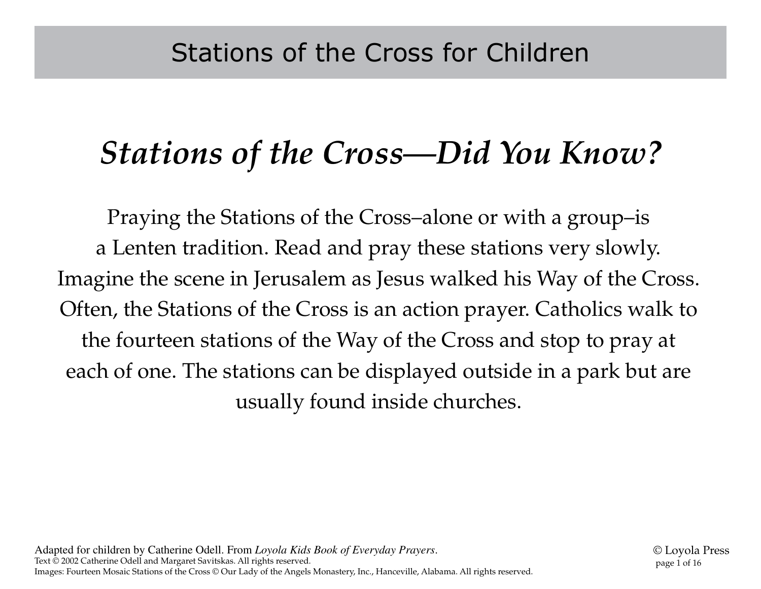# Stations of the Cross for Children

## *Stations of the Cross—Did You Know?*

Praying the Stations of the Cross–alone or with a group–is a Lenten tradition. Read and pray these stations very slowly. Imagine the scene in Jerusalem as Jesus walked his Way of the Cross. Often, the Stations of the Cross is an action prayer. Catholics walk to the fourteen stations of the Way of the Cross and stop to pray at each of one. The stations can be displayed outside in a park but are usually found inside churches.

Adapted for children by Catherine Odell. From *Loyola Kids Book of Everyday Prayers*.
Text © 2002 Catherine Odell and Margaret Savitskas. All rights reserved.
Images: Fourteen Mosaic Stations of the Cross © Our Lady of the Angels Monastery, Inc., Hanceville, Alabama. All rights reserved.

© Loyola Press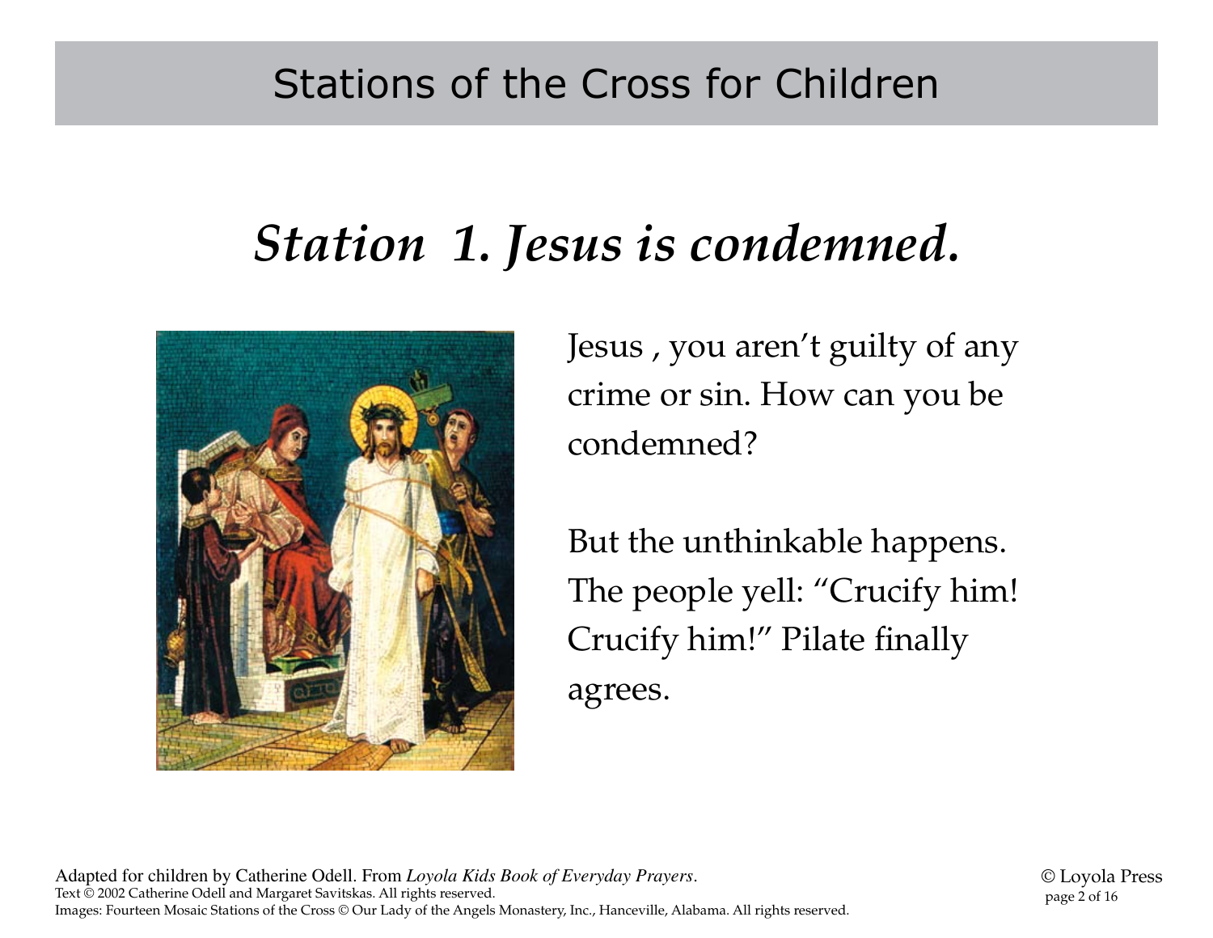Stations of the Cross for Children

# *Station 1. Jesus is condemned.*

Jesus , you aren't guilty of any crime or sin. How can you be condemned?

But the unthinkable happens. The people yell: "Crucify him! Crucify him!" Pilate finally agrees.

Adapted for children by Catherine Odell. From *Loyola Kids Book of Everyday Prayers*.
Text © 2002 Catherine Odell and Margaret Savitskas. All rights reserved.
Images: Fourteen Mosaic Stations of the Cross © Our Lady of the Angels Monastery, Inc., Hanceville, Alabama. All rights reserved.

© Loyola Press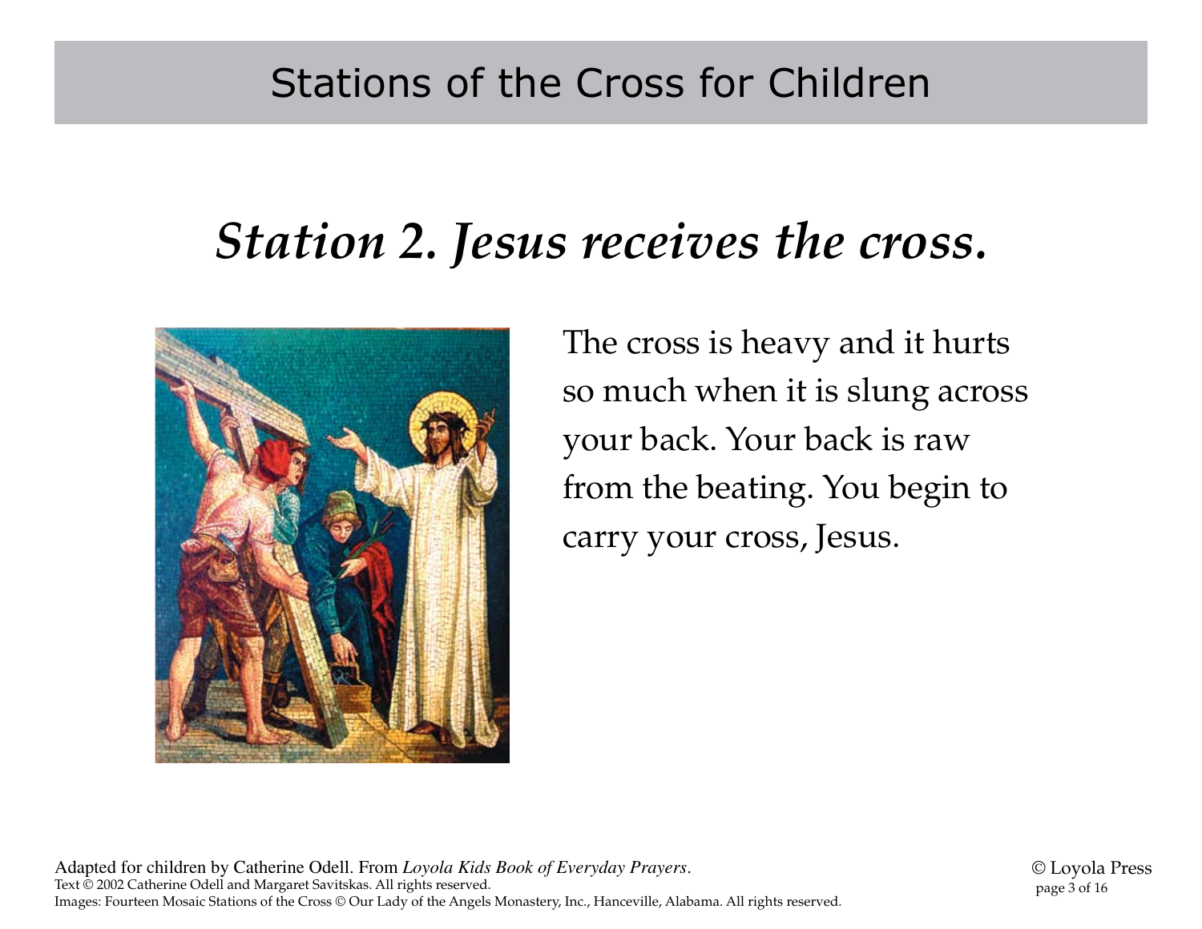## *Station 2. Jesus receives the cross.*

The cross is heavy and it hurts so much when it is slung across your back. Your back is raw from the beating. You begin to carry your cross, Jesus.

Adapted for children by Catherine Odell. From *Loyola Kids Book of Everyday Prayers*.
Text © 2002 Catherine Odell and Margaret Savitskas. All rights reserved.
Images: Fourteen Mosaic Stations of the Cross © Our Lady of the Angels Monastery, Inc., Hanceville, Alabama. All rights reserved.

© Loyola Press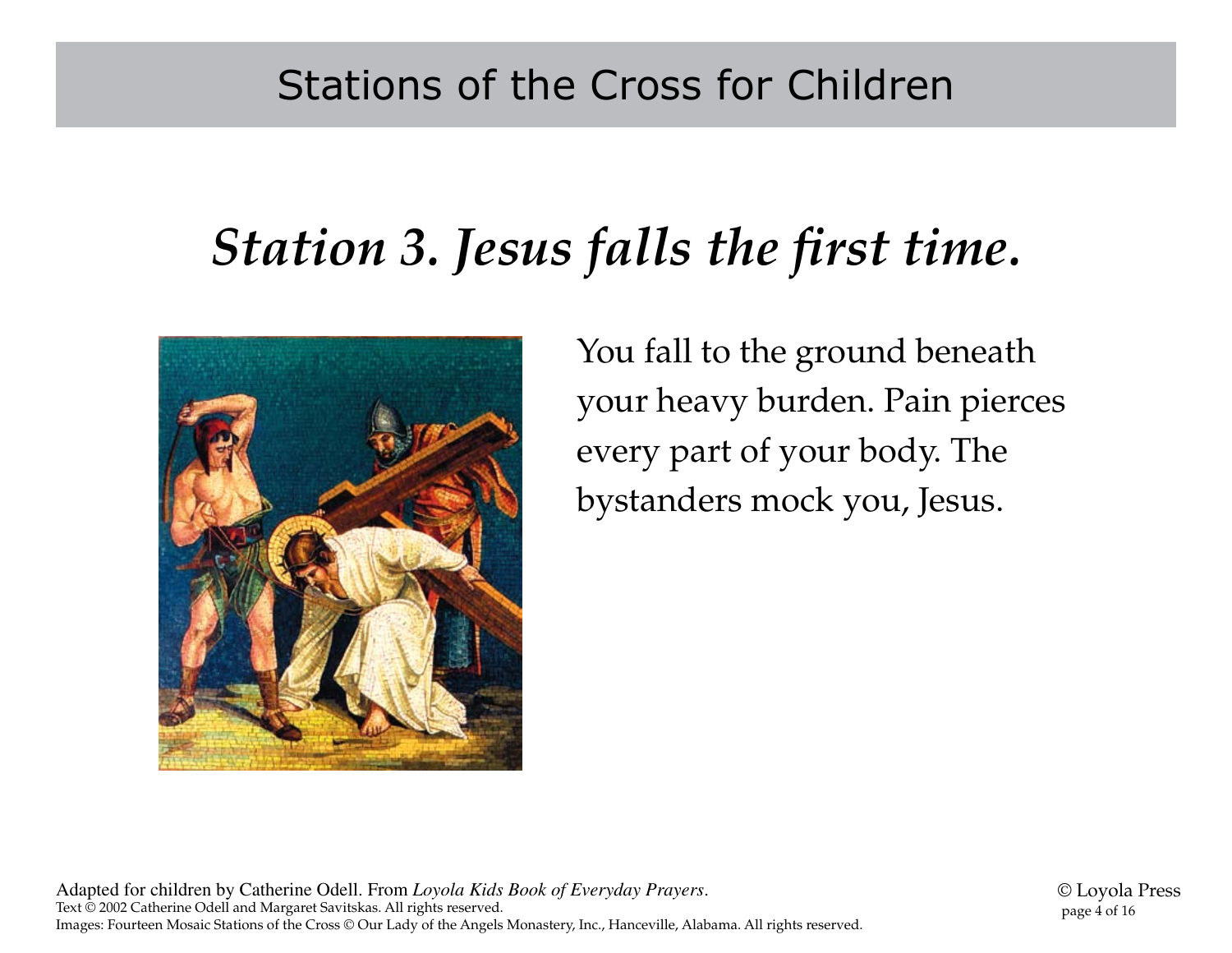# *Station 3. Jesus falls the first time.*

You fall to the ground beneath your heavy burden. Pain pierces every part of your body. The bystanders mock you, Jesus.

Adapted for children by Catherine Odell. From *Loyola Kids Book of Everyday Prayers*.
Text © 2002 Catherine Odell and Margaret Savitskas. All rights reserved.
Images: Fourteen Mosaic Stations of the Cross © Our Lady of the Angels Monastery, Inc., Hanceville, Alabama. All rights reserved.

© Loyola Press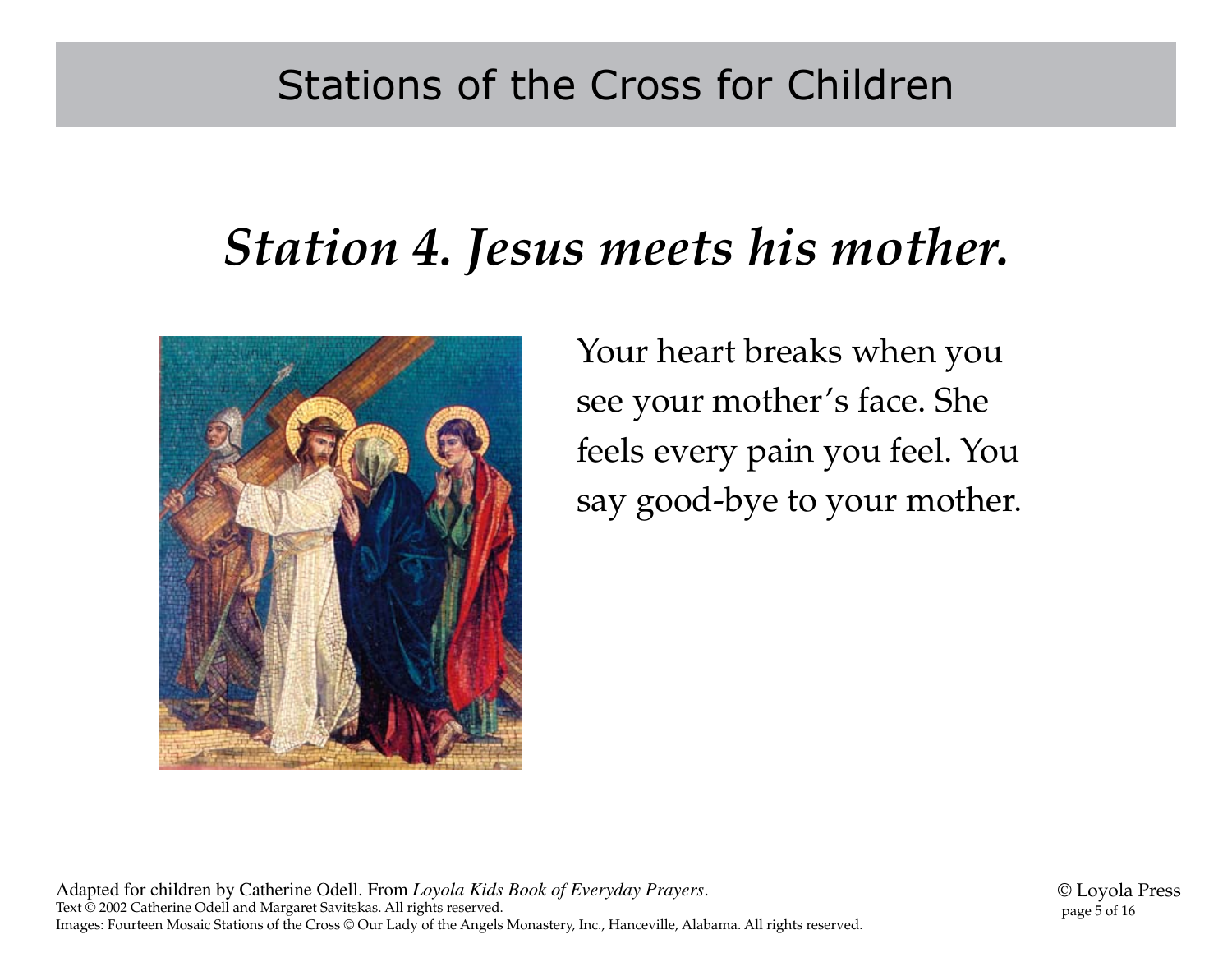## *Station 4. Jesus meets his mother.*

Your heart breaks when you see your mother's face. She feels every pain you feel. You say good-bye to your mother.

Adapted for children by Catherine Odell. From *Loyola Kids Book of Everyday Prayers*.
Text © 2002 Catherine Odell and Margaret Savitskas. All rights reserved.
Images: Fourteen Mosaic Stations of the Cross © Our Lady of the Angels Monastery, Inc., Hanceville, Alabama. All rights reserved.

© Loyola Press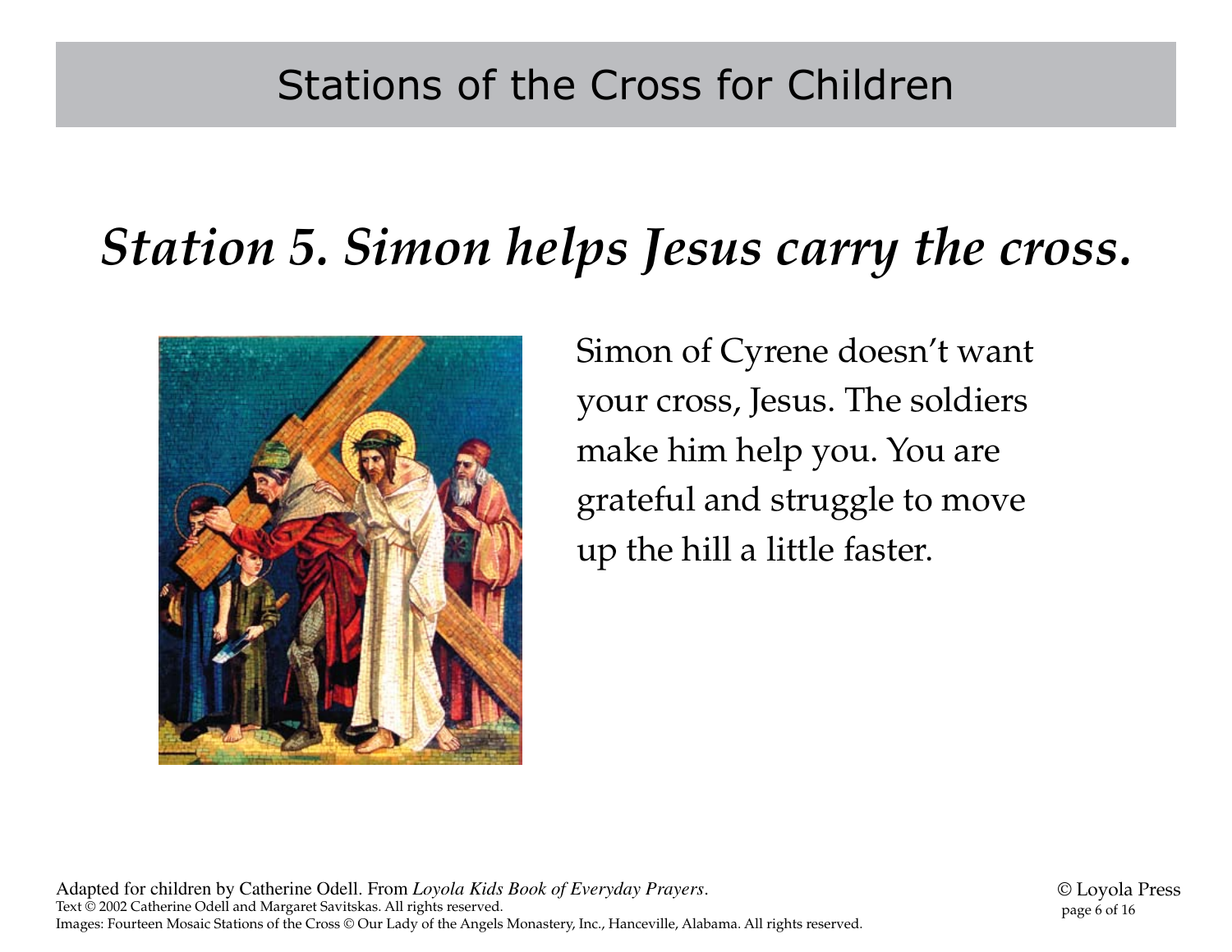## *Station 5. Simon helps Jesus carry the cross.*

Simon of Cyrene doesn't want your cross, Jesus. The soldiers make him help you. You are grateful and struggle to move up the hill a little faster.

Adapted for children by Catherine Odell. From *Loyola Kids Book of Everyday Prayers*.
Text © 2002 Catherine Odell and Margaret Savitskas. All rights reserved.
Images: Fourteen Mosaic Stations of the Cross © Our Lady of the Angels Monastery, Inc., Hanceville, Alabama. All rights reserved.

© Loyola Press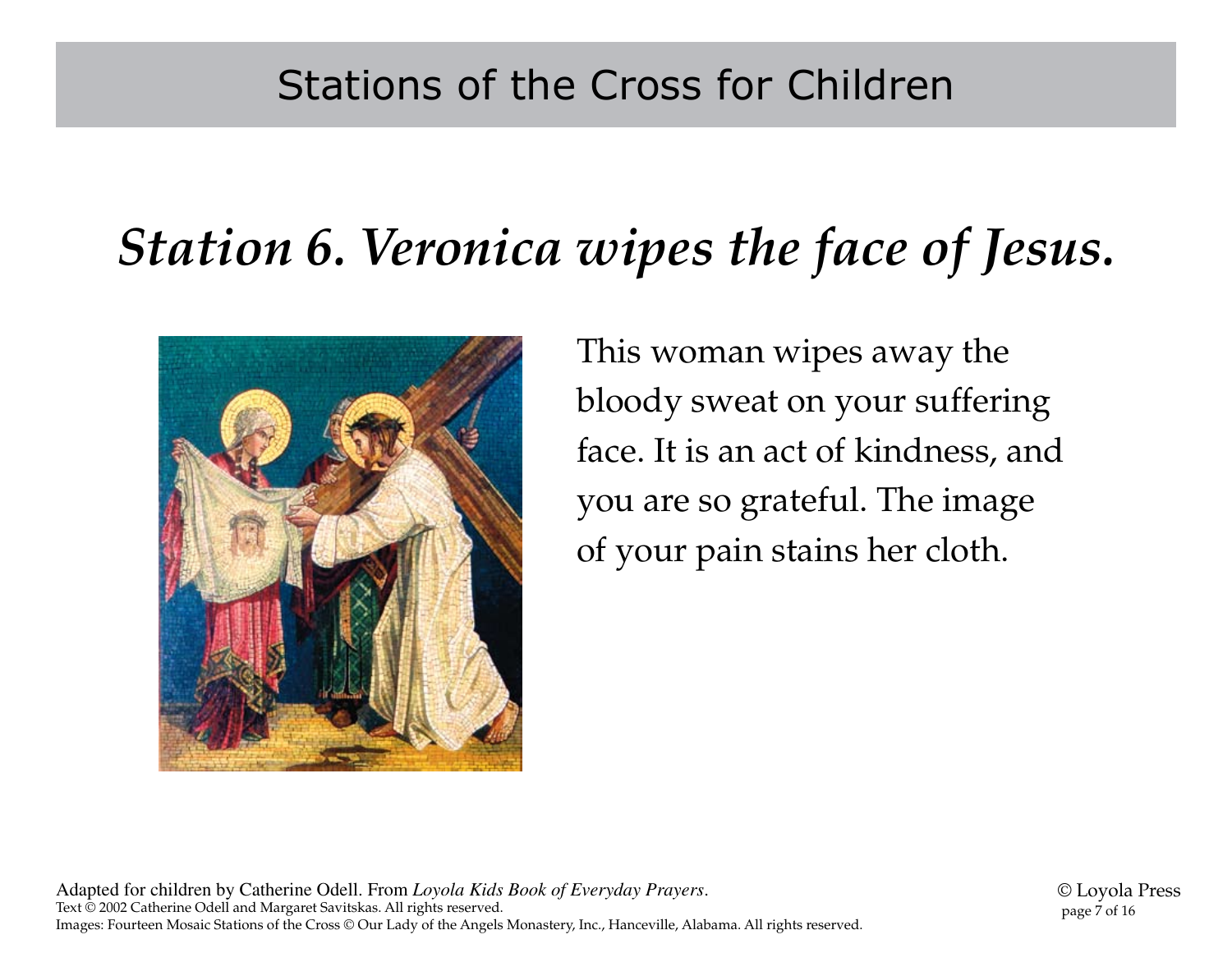# *Station 6. Veronica wipes the face of Jesus.*

This woman wipes away the bloody sweat on your suffering face. It is an act of kindness, and you are so grateful. The image of your pain stains her cloth.

Adapted for children by Catherine Odell. From *Loyola Kids Book of Everyday Prayers*.
Text © 2002 Catherine Odell and Margaret Savitskas. All rights reserved.
Images: Fourteen Mosaic Stations of the Cross © Our Lady of the Angels Monastery, Inc., Hanceville, Alabama. All rights reserved.

© Loyola Press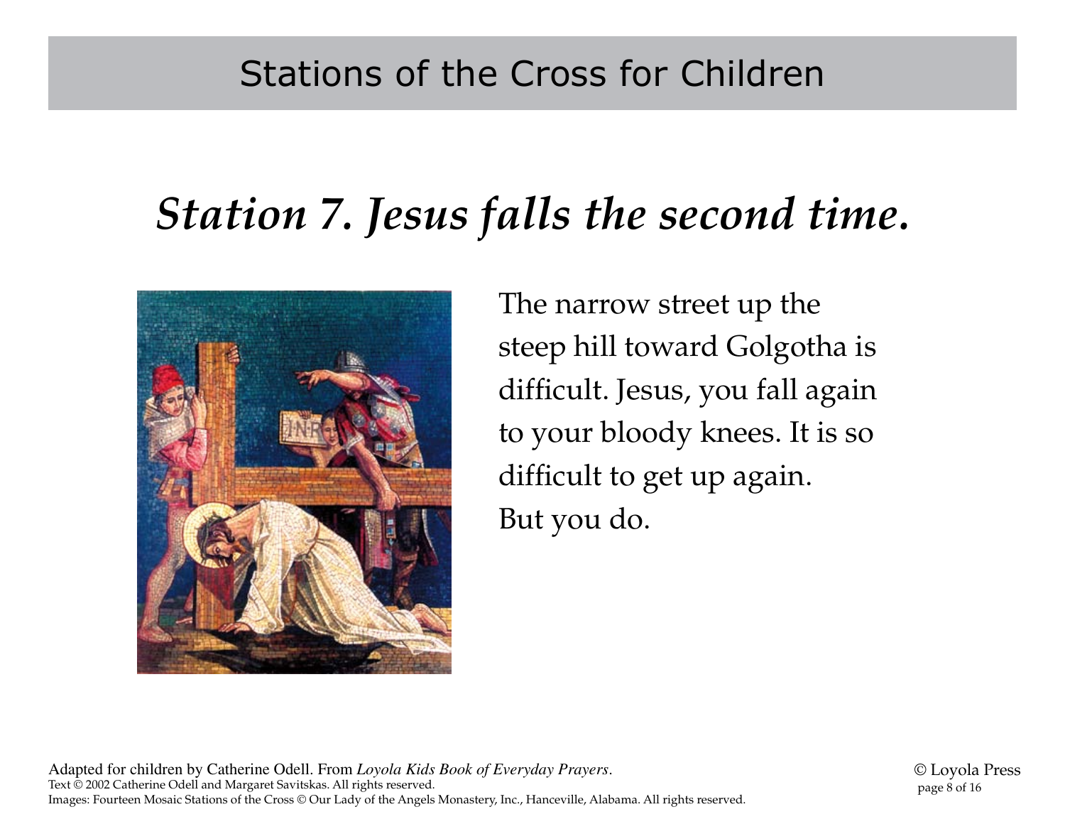# Station 7. Jesus falls the second time.

The narrow street up the steep hill toward Golgotha is difficult. Jesus, you fall again to your bloody knees. It is so difficult to get up again. But you do.

Adapted for children by Catherine Odell. From *Loyola Kids Book of Everyday Prayers*.
Text © 2002 Catherine Odell and Margaret Savitskas. All rights reserved.
Images: Fourteen Mosaic Stations of the Cross © Our Lady of the Angels Monastery, Inc., Hanceville, Alabama. All rights reserved.

© Loyola Press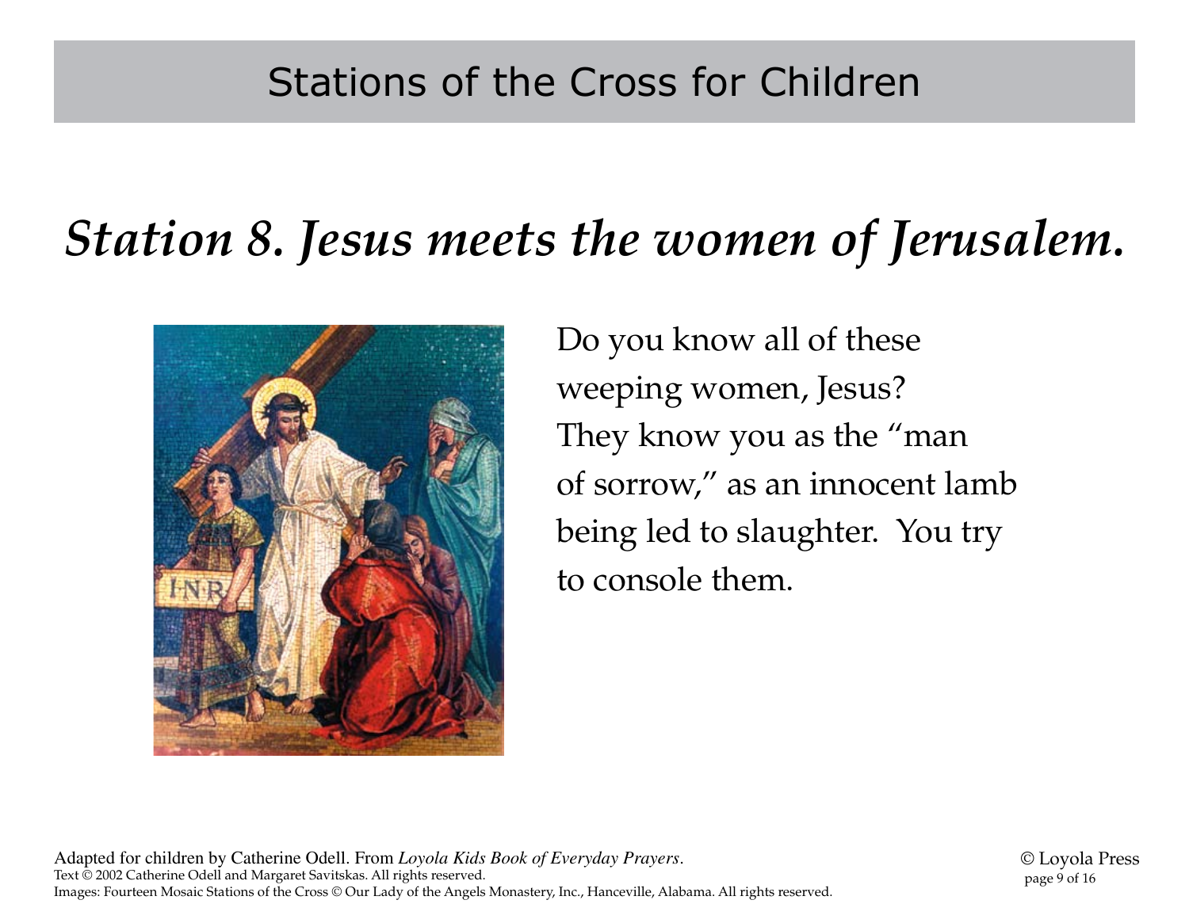# *Station 8. Jesus meets the women of Jerusalem.*

Do you know all of these weeping women, Jesus? They know you as the "man of sorrow," as an innocent lamb being led to slaughter. You try to console them.

Adapted for children by Catherine Odell. From *Loyola Kids Book of Everyday Prayers*.
Text © 2002 Catherine Odell and Margaret Savitskas. All rights reserved.
Images: Fourteen Mosaic Stations of the Cross © Our Lady of the Angels Monastery, Inc., Hanceville, Alabama. All rights reserved.

© Loyola Press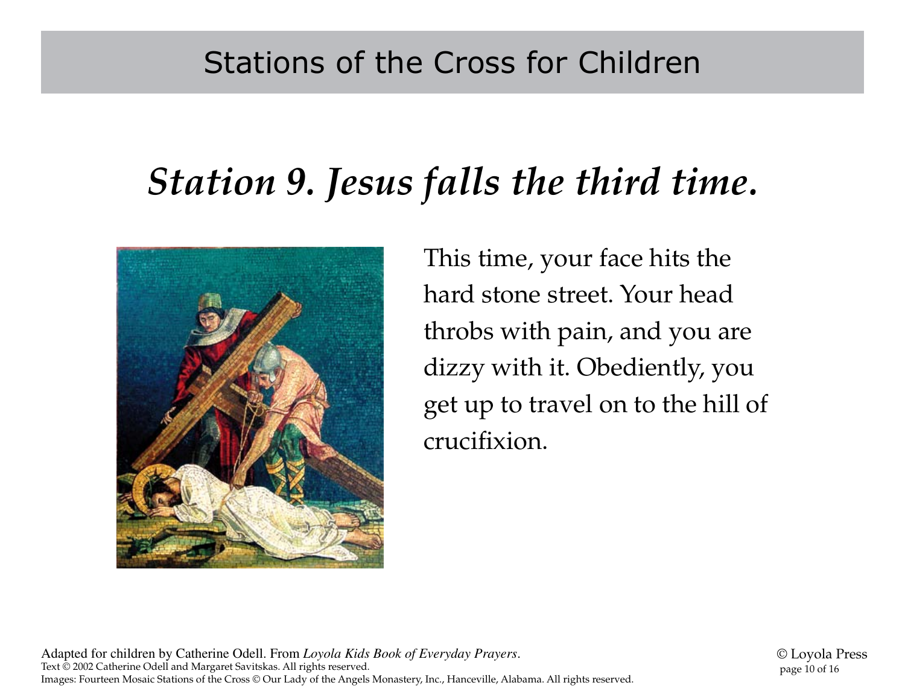## *Station 9. Jesus falls the third time.*

This time, your face hits the hard stone street. Your head throbs with pain, and you are dizzy with it. Obediently, you get up to travel on to the hill of crucifixion.

Adapted for children by Catherine Odell. From *Loyola Kids Book of Everyday Prayers*.
Text © 2002 Catherine Odell and Margaret Savitskas. All rights reserved.
Images: Fourteen Mosaic Stations of the Cross © Our Lady of the Angels Monastery, Inc., Hanceville, Alabama. All rights reserved.

© Loyola Press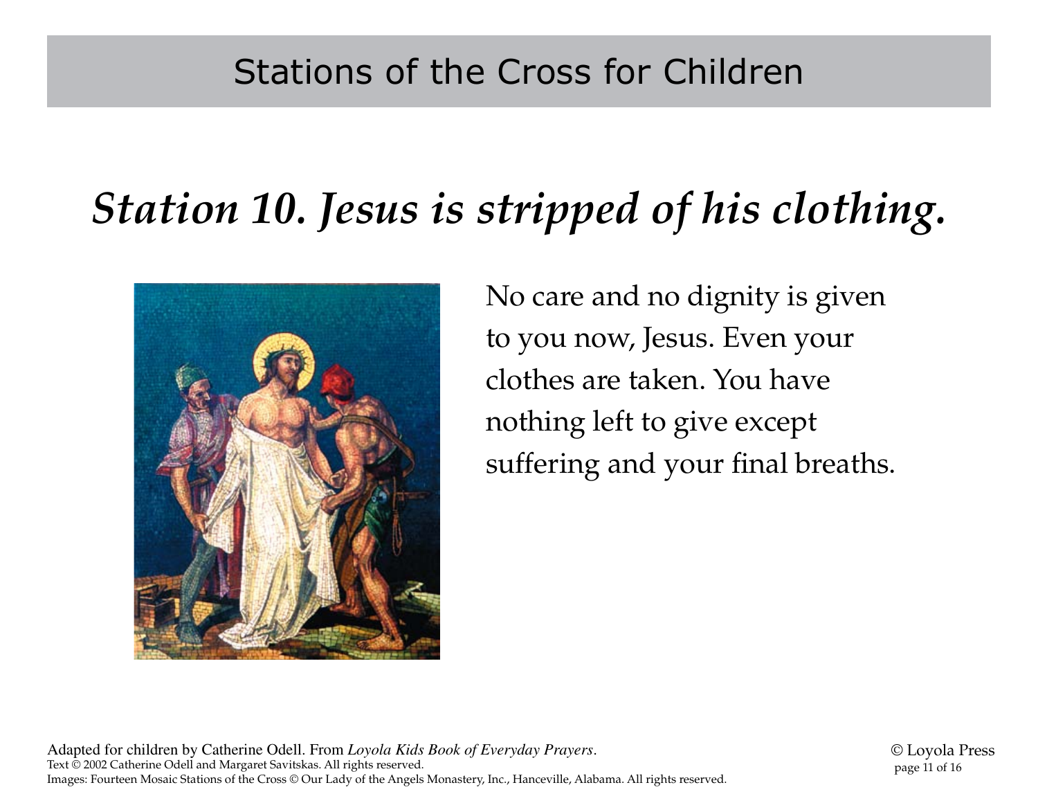# Stations of the Cross for Children

## *Station 10. Jesus is stripped of his clothing.*

No care and no dignity is given to you now, Jesus. Even your clothes are taken. You have nothing left to give except suffering and your final breaths.

Adapted for children by Catherine Odell. From *Loyola Kids Book of Everyday Prayers*.
Text © 2002 Catherine Odell and Margaret Savitskas. All rights reserved.
Images: Fourteen Mosaic Stations of the Cross © Our Lady of the Angels Monastery, Inc., Hanceville, Alabama. All rights reserved.

© Loyola Press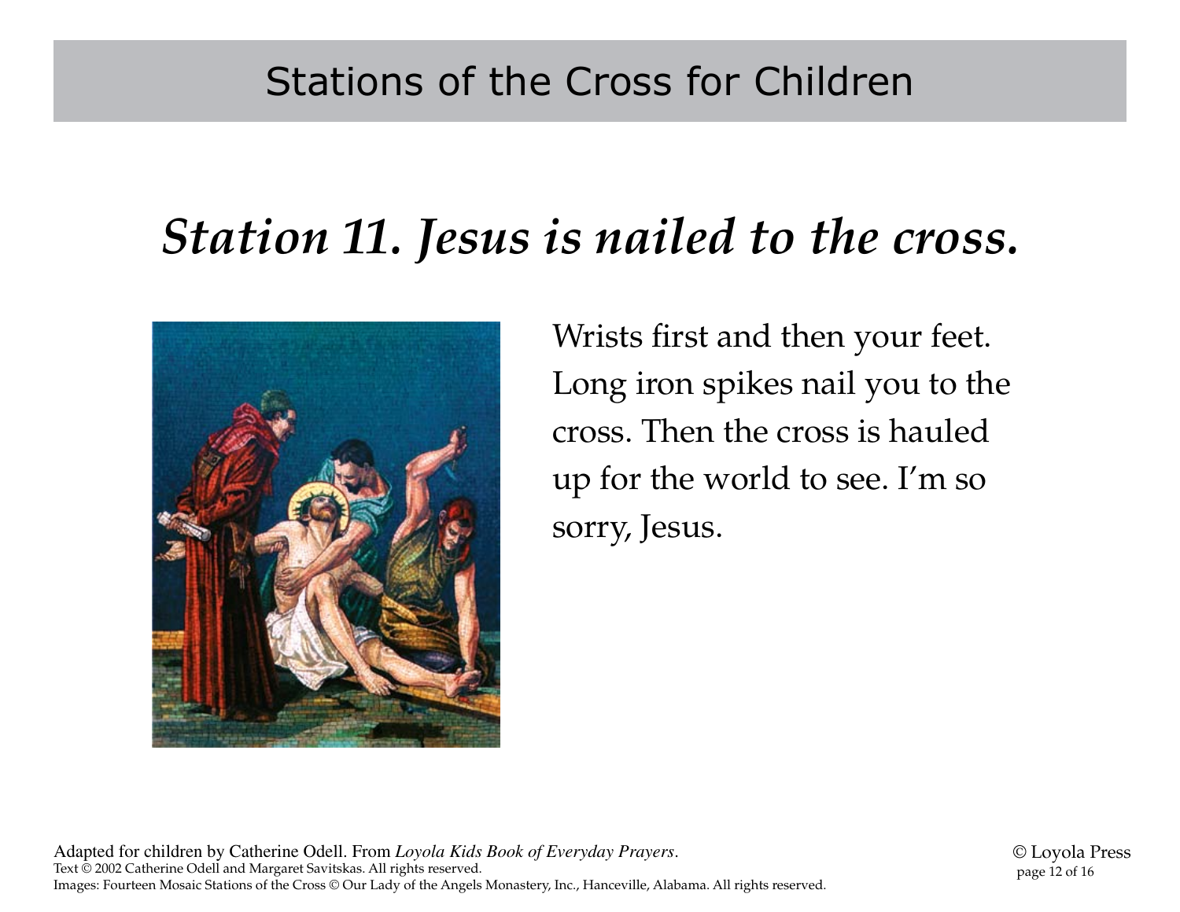Stations of the Cross for Children

# *Station 11. Jesus is nailed to the cross.*

Wrists first and then your feet. Long iron spikes nail you to the cross. Then the cross is hauled up for the world to see. I'm so sorry, Jesus.

Adapted for children by Catherine Odell. From *Loyola Kids Book of Everyday Prayers*.
Text © 2002 Catherine Odell and Margaret Savitskas. All rights reserved.
Images: Fourteen Mosaic Stations of the Cross © Our Lady of the Angels Monastery, Inc., Hanceville, Alabama. All rights reserved.

© Loyola Press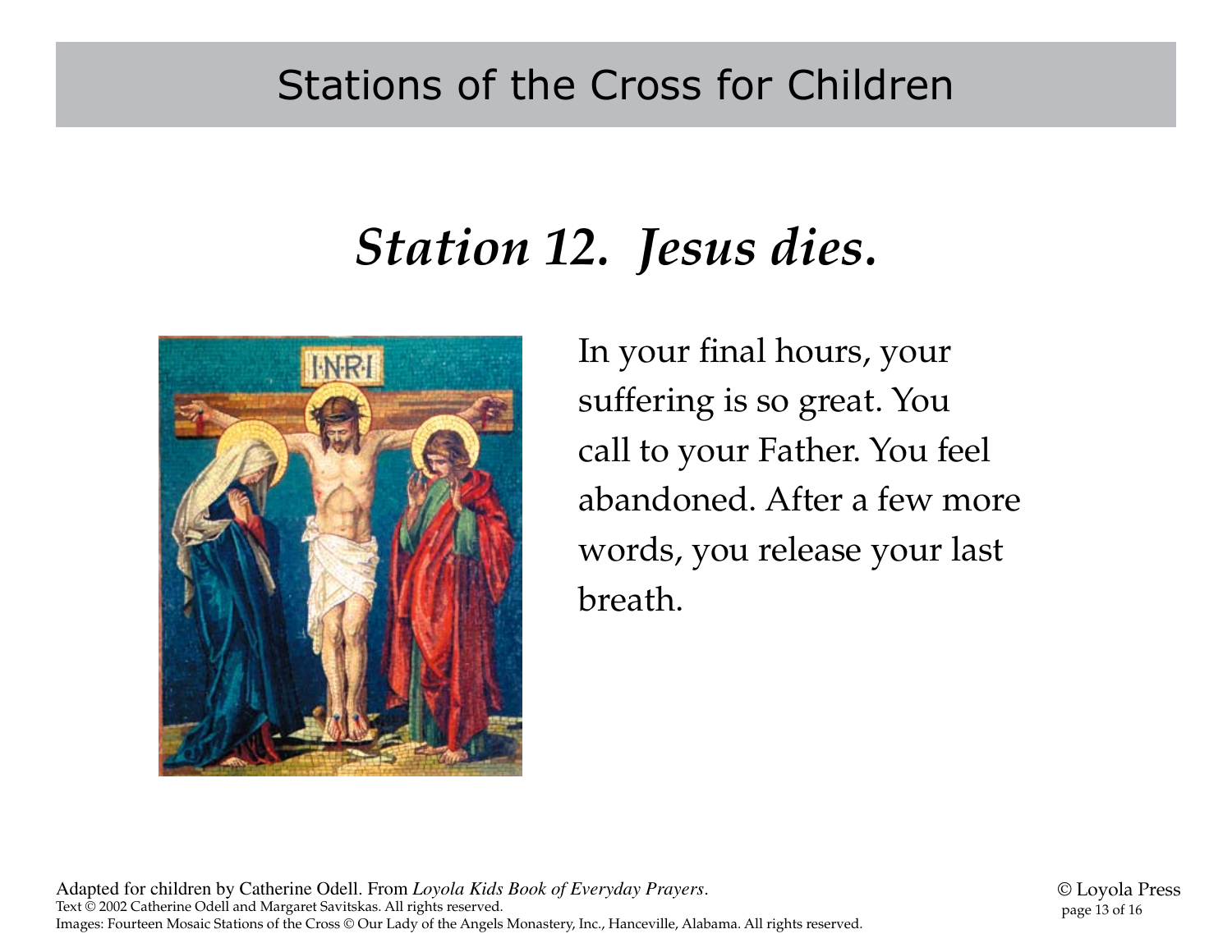# Station 12. *Jesus dies.*

In your final hours, your suffering is so great. You call to your Father. You feel abandoned. After a few more words, you release your last breath.

Adapted for children by Catherine Odell. From *Loyola Kids Book of Everyday Prayers*.
Text © 2002 Catherine Odell and Margaret Savitskas. All rights reserved.
Images: Fourteen Mosaic Stations of the Cross © Our Lady of the Angels Monastery, Inc., Hanceville, Alabama. All rights reserved.

© Loyola Press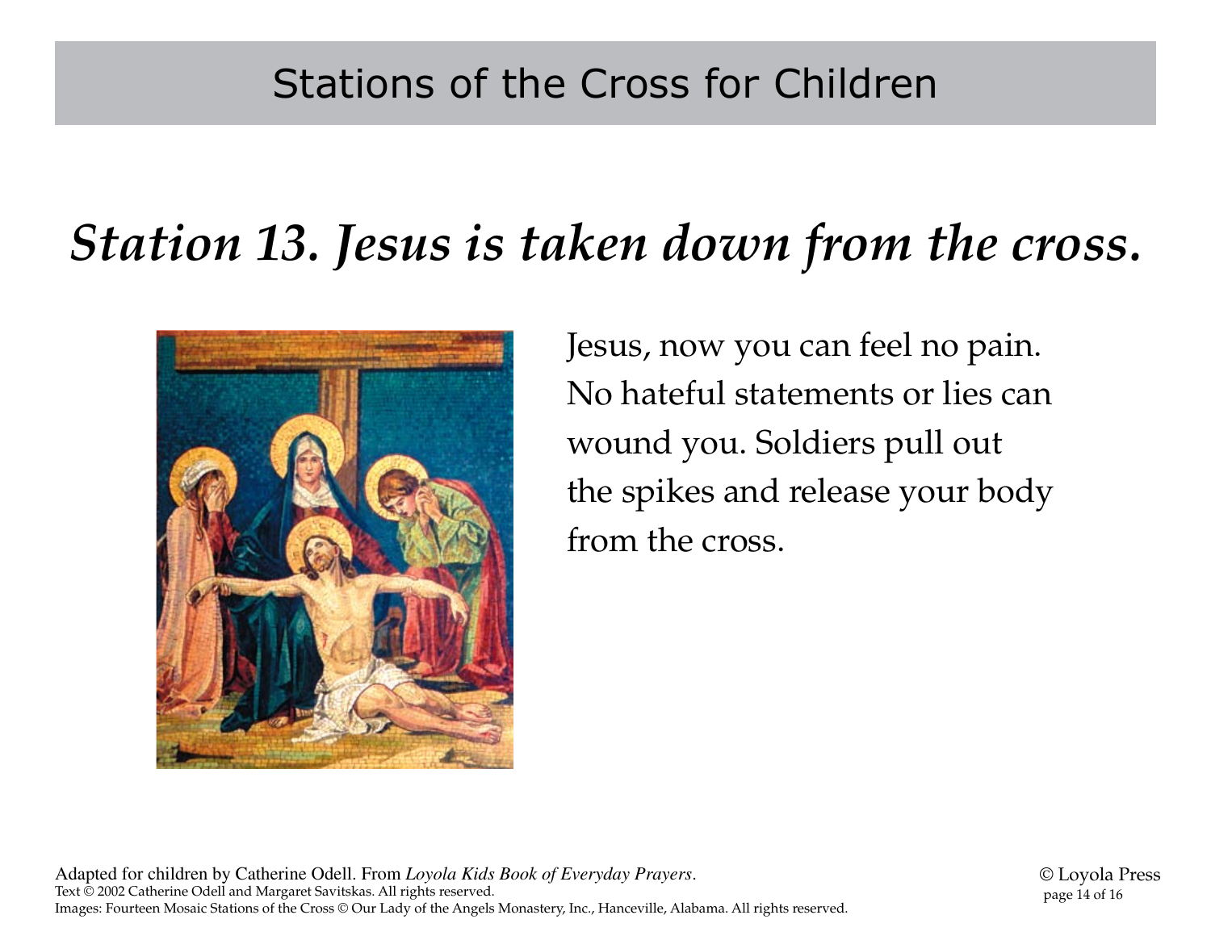# Stations of the Cross for Children

## *Station 13. Jesus is taken down from the cross.*

Jesus, now you can feel no pain. No hateful statements or lies can wound you. Soldiers pull out the spikes and release your body from the cross.

Adapted for children by Catherine Odell. From *Loyola Kids Book of Everyday Prayers*.
Text © 2002 Catherine Odell and Margaret Savitskas. All rights reserved.
Images: Fourteen Mosaic Stations of the Cross © Our Lady of the Angels Monastery, Inc., Hanceville, Alabama. All rights reserved.

© Loyola Press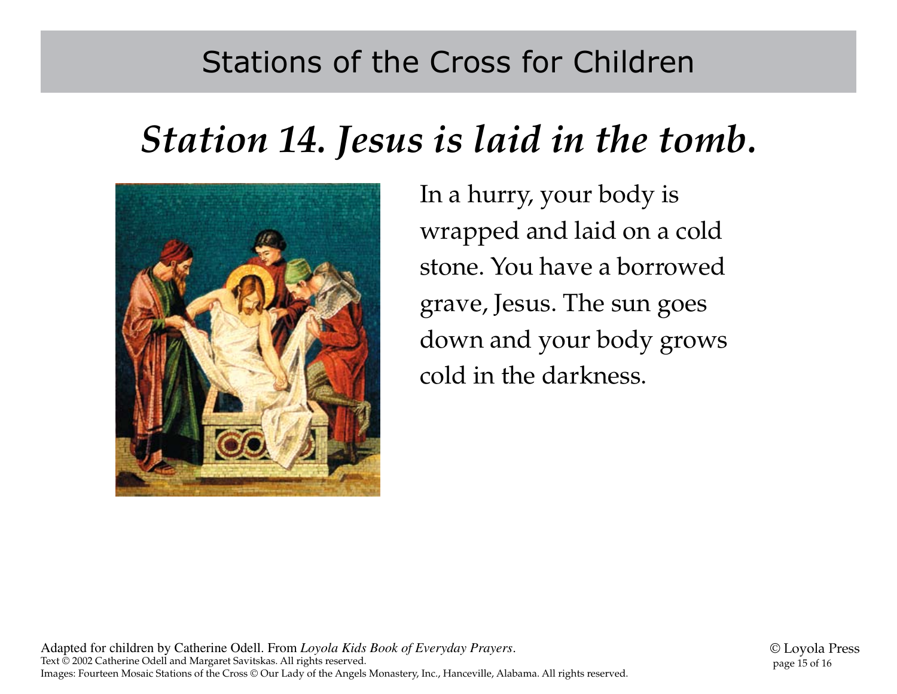# Station 14. *Jesus is laid in the tomb.*

In a hurry, your body is wrapped and laid on a cold stone. You have a borrowed grave, Jesus. The sun goes down and your body grows cold in the darkness.

Adapted for children by Catherine Odell. From *Loyola Kids Book of Everyday Prayers*.
Text © 2002 Catherine Odell and Margaret Savitskas. All rights reserved.
Images: Fourteen Mosaic Stations of the Cross © Our Lady of the Angels Monastery, Inc., Hanceville, Alabama. All rights reserved.

© Loyola Press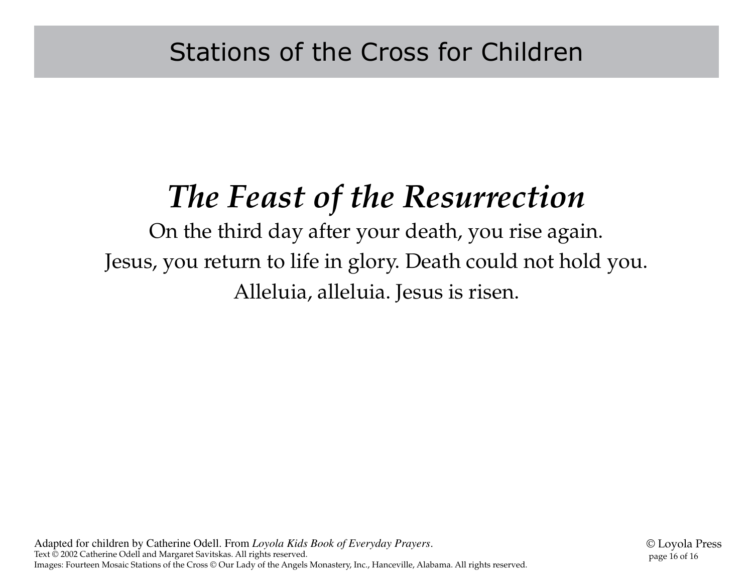# *The Feast of the Resurrection*

On the third day after your death, you rise again.

Jesus, you return to life in glory. Death could not hold you.

Alleluia, alleluia. Jesus is risen.

Adapted for children by Catherine Odell. From *Loyola Kids Book of Everyday Prayers*.
Text © 2002 Catherine Odell and Margaret Savitskas. All rights reserved.
Images: Fourteen Mosaic Stations of the Cross © Our Lady of the Angels Monastery, Inc., Hanceville, Alabama. All rights reserved.

© Loyola Press